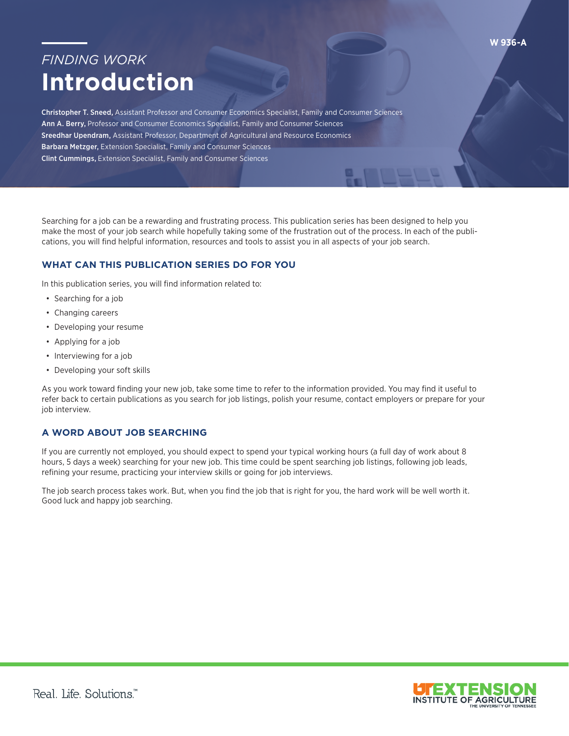W 936-A

*FINDING WORK*

# Introduction

**Christopher T. Sneed,** Assistant Professor and Consumer Economics Specialist, Family and Consumer Sciences
**Ann A. Berry,** Professor and Consumer Economics Specialist, Family and Consumer Sciences
**Sreedhar Upendram,** Assistant Professor, Department of Agricultural and Resource Economics
**Barbara Metzger,** Extension Specialist, Family and Consumer Sciences
**Clint Cummings,** Extension Specialist, Family and Consumer Sciences

Searching for a job can be a rewarding and frustrating process. This publication series has been designed to help you make the most of your job search while hopefully taking some of the frustration out of the process. In each of the publications, you will find helpful information, resources and tools to assist you in all aspects of your job search.

## WHAT CAN THIS PUBLICATION SERIES DO FOR YOU

In this publication series, you will find information related to:

- Searching for a job
- Changing careers
- Developing your resume
- Applying for a job
- Interviewing for a job
- Developing your soft skills

As you work toward finding your new job, take some time to refer to the information provided. You may find it useful to refer back to certain publications as you search for job listings, polish your resume, contact employers or prepare for your job interview.

## A WORD ABOUT JOB SEARCHING

If you are currently not employed, you should expect to spend your typical working hours (a full day of work about 8 hours, 5 days a week) searching for your new job. This time could be spent searching job listings, following job leads, refining your resume, practicing your interview skills or going for job interviews.

The job search process takes work. But, when you find the job that is right for you, the hard work will be well worth it. Good luck and happy job searching.

Real. Life. Solutions.™

UT EXTENSION INSTITUTE OF AGRICULTURE THE UNIVERSITY OF TENNESSEE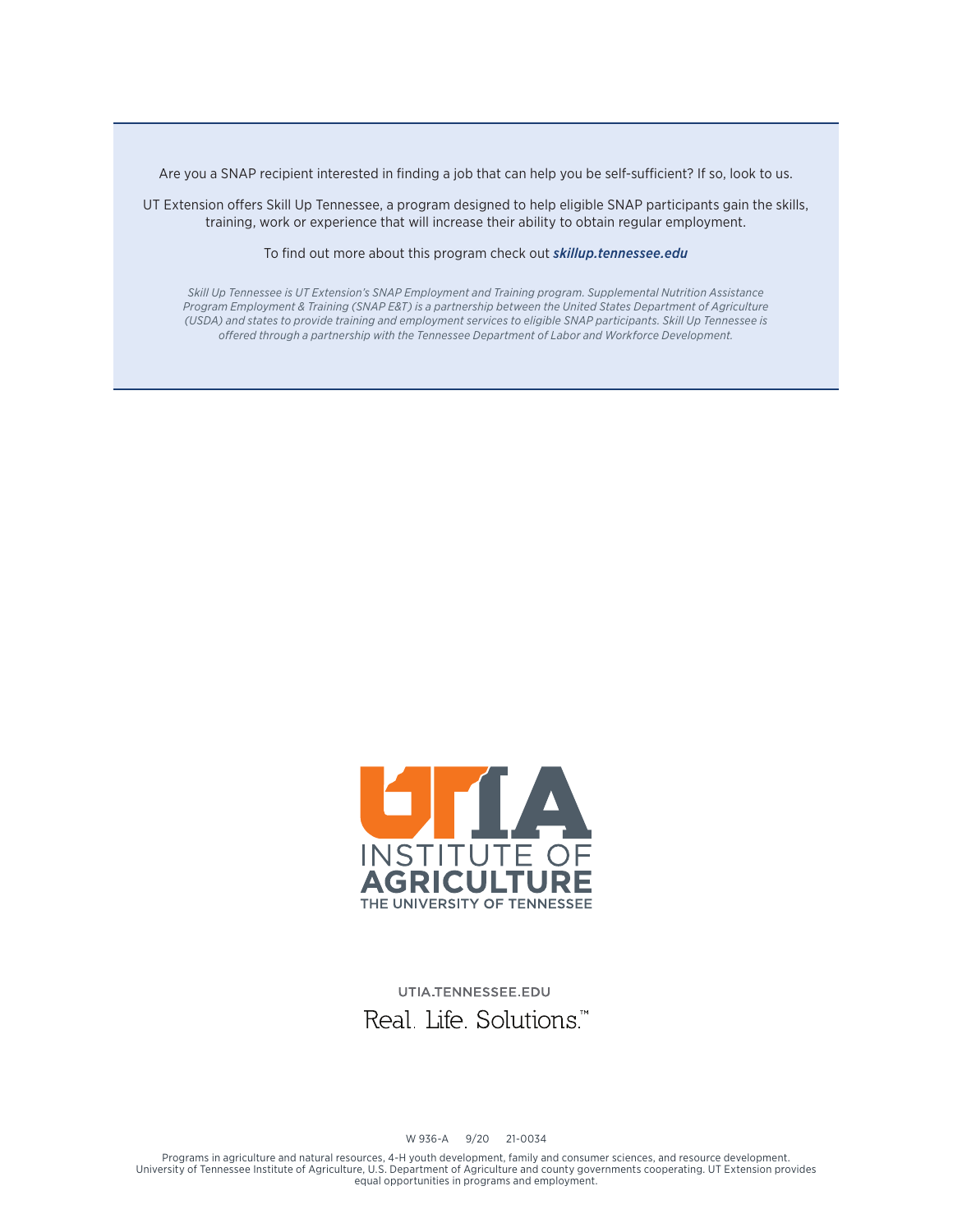Are you a SNAP recipient interested in finding a job that can help you be self-sufficient? If so, look to us.

UT Extension offers Skill Up Tennessee, a program designed to help eligible SNAP participants gain the skills, training, work or experience that will increase their ability to obtain regular employment.

To find out more about this program check out ***skillup.tennessee.edu***

*Skill Up Tennessee is UT Extension's SNAP Employment and Training program. Supplemental Nutrition Assistance Program Employment & Training (SNAP E&T) is a partnership between the United States Department of Agriculture (USDA) and states to provide training and employment services to eligible SNAP participants. Skill Up Tennessee is offered through a partnership with the Tennessee Department of Labor and Workforce Development.*

UTIA
INSTITUTE OF
AGRICULTURE
THE UNIVERSITY OF TENNESSEE

UTIA.TENNESSEE.EDU

Real. Life. Solutions.™

W 936-A 9/20 21-0034

Programs in agriculture and natural resources, 4-H youth development, family and consumer sciences, and resource development. University of Tennessee Institute of Agriculture, U.S. Department of Agriculture and county governments cooperating. UT Extension provides equal opportunities in programs and employment.